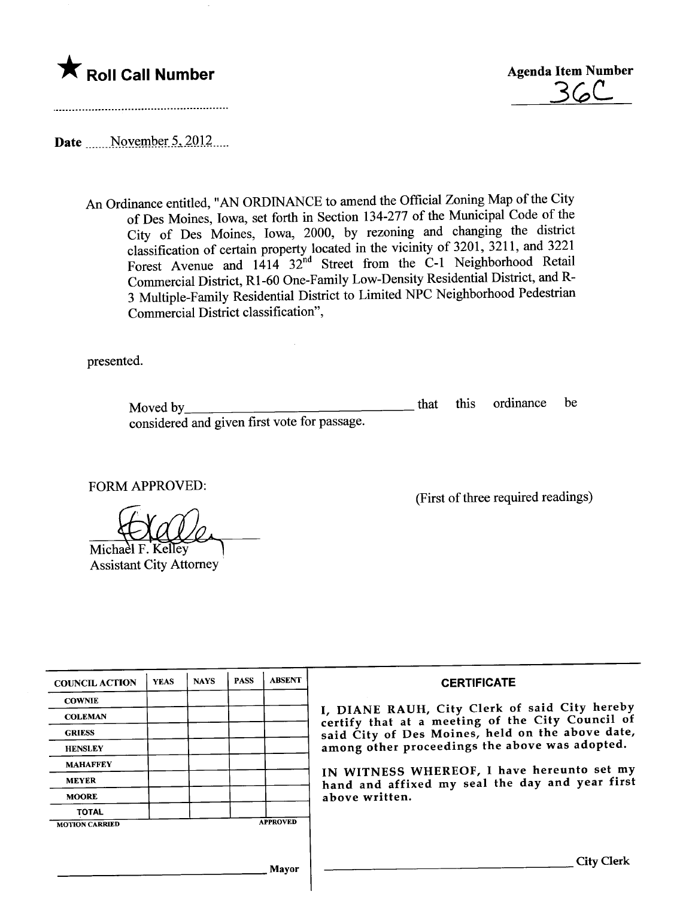# ★ Roll Call Number

**Agenda Item Number**

36C

..........................................................

**Date** ......November 5, 2012.....

An Ordinance entitled, "AN ORDINANCE to amend the Official Zoning Map of the City of Des Moines, Iowa, set forth in Section 134-277 of the Municipal Code of the City of Des Moines, Iowa, 2000, by rezoning and changing the district classification of certain property located in the vicinity of 3201, 3211, and 3221 Forest Avenue and 1414 32nd Street from the C-1 Neighborhood Retail Commercial District, R1-60 One-Family Low-Density Residential District, and R-3 Multiple-Family Residential District to Limited NPC Neighborhood Pedestrian Commercial District classification",

presented.

Moved by\_\_\_\_\_\_\_\_\_\_\_\_\_\_\_\_\_\_\_\_\_\_\_\_\_\_\_\_\_\_\_\_ that this ordinance be considered and given first vote for passage.

FORM APPROVED:

(First of three required readings)

Michael F. Kelley
Assistant City Attorney

| COUNCIL ACTION | YEAS | NAYS | PASS | ABSENT |
|---|---|---|---|---|
| COWNIE | | | | |
| COLEMAN | | | | |
| GRIESS | | | | |
| HENSLEY | | | | |
| MAHAFFEY | | | | |
| MEYER | | | | |
| MOORE | | | | |
| TOTAL | | | | |
| MOTION CARRIED | | | | APPROVED |

\_\_\_\_\_\_\_\_\_\_\_\_\_\_\_\_\_\_\_\_\_\_\_\_\_\_\_\_\_\_ Mayor

**CERTIFICATE**

I, DIANE RAUH, City Clerk of said City hereby certify that at a meeting of the City Council of said City of Des Moines, held on the above date, among other proceedings the above was adopted.

IN WITNESS WHEREOF, I have hereunto set my hand and affixed my seal the day and year first above written.

\_\_\_\_\_\_\_\_\_\_\_\_\_\_\_\_\_\_\_\_\_\_\_\_\_\_\_\_\_\_ City Clerk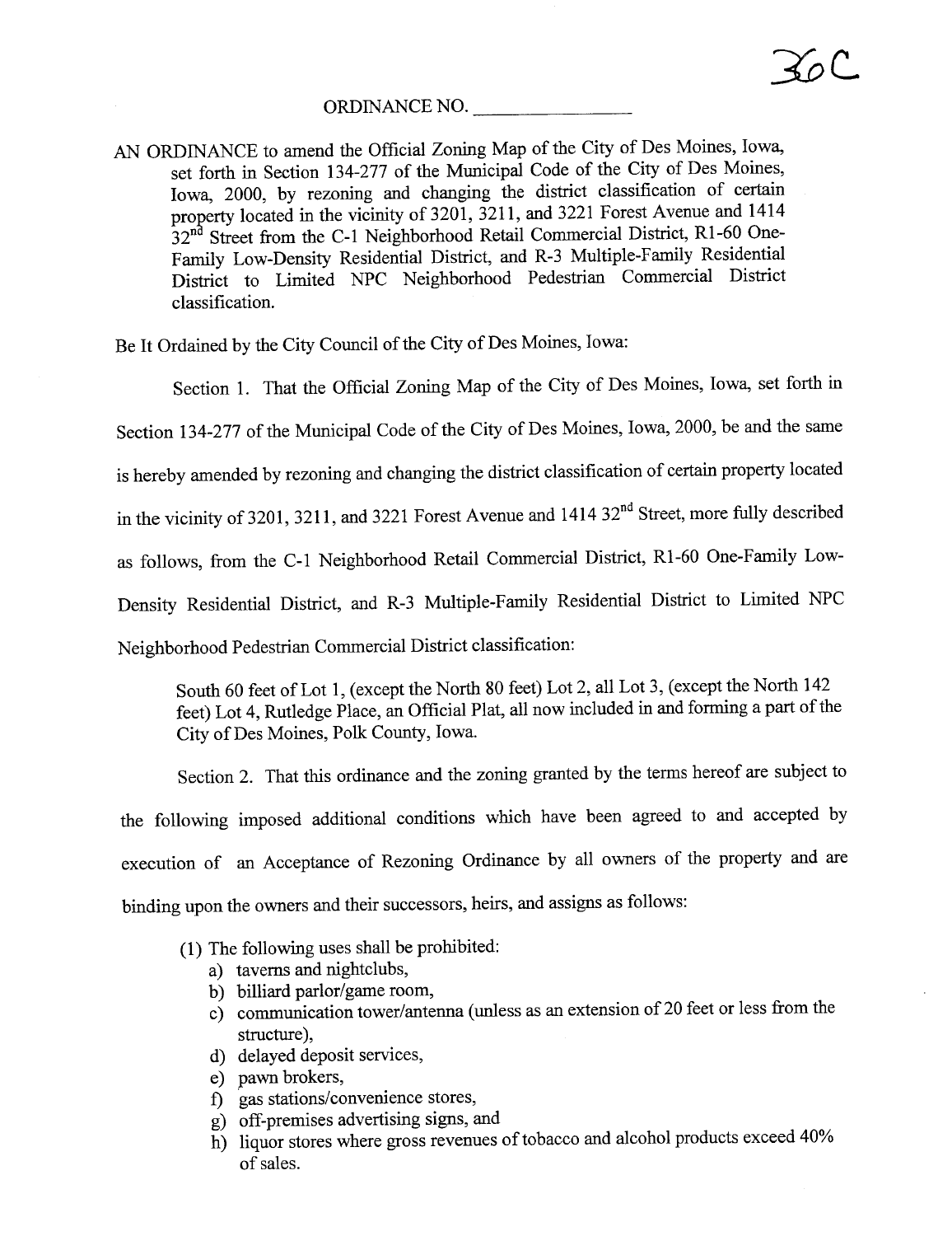36C

ORDINANCE NO. _______________

AN ORDINANCE to amend the Official Zoning Map of the City of Des Moines, Iowa, set forth in Section 134-277 of the Municipal Code of the City of Des Moines, Iowa, 2000, by rezoning and changing the district classification of certain property located in the vicinity of 3201, 3211, and 3221 Forest Avenue and 1414 32nd Street from the C-1 Neighborhood Retail Commercial District, R1-60 One-Family Low-Density Residential District, and R-3 Multiple-Family Residential District to Limited NPC Neighborhood Pedestrian Commercial District classification.

Be It Ordained by the City Council of the City of Des Moines, Iowa:

Section 1. That the Official Zoning Map of the City of Des Moines, Iowa, set forth in Section 134-277 of the Municipal Code of the City of Des Moines, Iowa, 2000, be and the same is hereby amended by rezoning and changing the district classification of certain property located in the vicinity of 3201, 3211, and 3221 Forest Avenue and 1414 32nd Street, more fully described as follows, from the C-1 Neighborhood Retail Commercial District, R1-60 One-Family Low-Density Residential District, and R-3 Multiple-Family Residential District to Limited NPC Neighborhood Pedestrian Commercial District classification:

> South 60 feet of Lot 1, (except the North 80 feet) Lot 2, all Lot 3, (except the North 142 feet) Lot 4, Rutledge Place, an Official Plat, all now included in and forming a part of the City of Des Moines, Polk County, Iowa.

Section 2. That this ordinance and the zoning granted by the terms hereof are subject to the following imposed additional conditions which have been agreed to and accepted by execution of an Acceptance of Rezoning Ordinance by all owners of the property and are binding upon the owners and their successors, heirs, and assigns as follows:

(1) The following uses shall be prohibited:
   a) taverns and nightclubs,
   b) billiard parlor/game room,
   c) communication tower/antenna (unless as an extension of 20 feet or less from the structure),
   d) delayed deposit services,
   e) pawn brokers,
   f) gas stations/convenience stores,
   g) off-premises advertising signs, and
   h) liquor stores where gross revenues of tobacco and alcohol products exceed 40% of sales.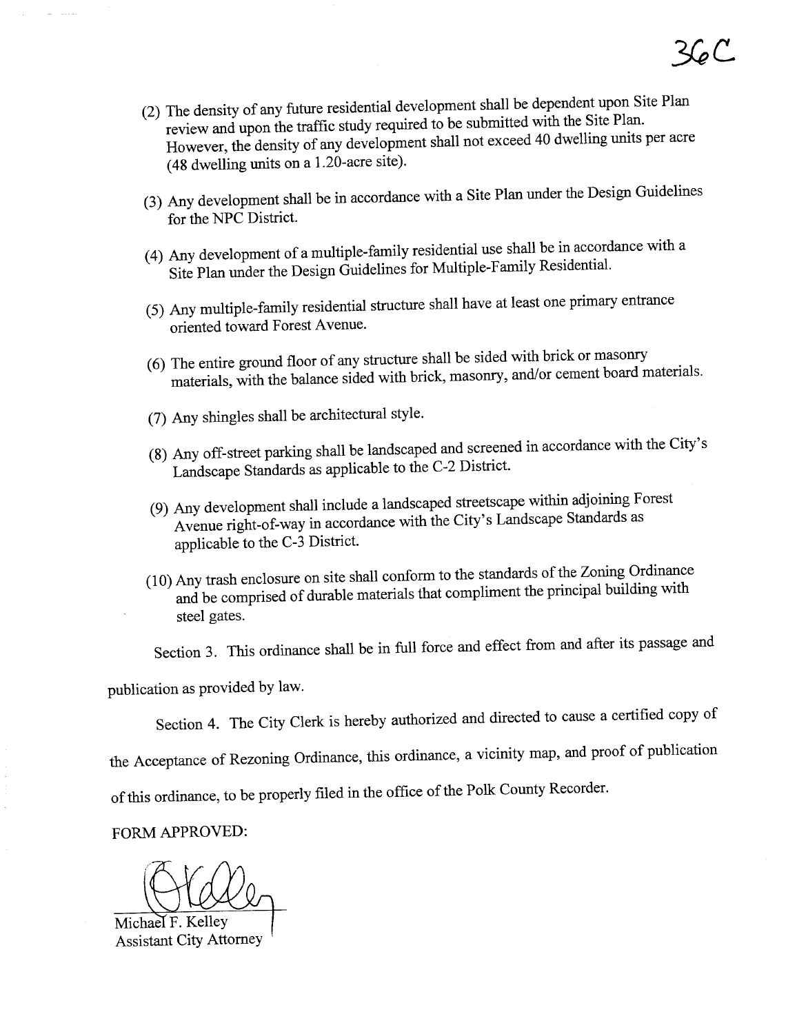36C

(2) The density of any future residential development shall be dependent upon Site Plan review and upon the traffic study required to be submitted with the Site Plan. However, the density of any development shall not exceed 40 dwelling units per acre (48 dwelling units on a 1.20-acre site).

(3) Any development shall be in accordance with a Site Plan under the Design Guidelines for the NPC District.

(4) Any development of a multiple-family residential use shall be in accordance with a Site Plan under the Design Guidelines for Multiple-Family Residential.

(5) Any multiple-family residential structure shall have at least one primary entrance oriented toward Forest Avenue.

(6) The entire ground floor of any structure shall be sided with brick or masonry materials, with the balance sided with brick, masonry, and/or cement board materials.

(7) Any shingles shall be architectural style.

(8) Any off-street parking shall be landscaped and screened in accordance with the City's Landscape Standards as applicable to the C-2 District.

(9) Any development shall include a landscaped streetscape within adjoining Forest Avenue right-of-way in accordance with the City's Landscape Standards as applicable to the C-3 District.

(10) Any trash enclosure on site shall conform to the standards of the Zoning Ordinance and be comprised of durable materials that compliment the principal building with steel gates.

Section 3. This ordinance shall be in full force and effect from and after its passage and publication as provided by law.

Section 4. The City Clerk is hereby authorized and directed to cause a certified copy of the Acceptance of Rezoning Ordinance, this ordinance, a vicinity map, and proof of publication of this ordinance, to be properly filed in the office of the Polk County Recorder.

FORM APPROVED:

Michael F. Kelley
Assistant City Attorney